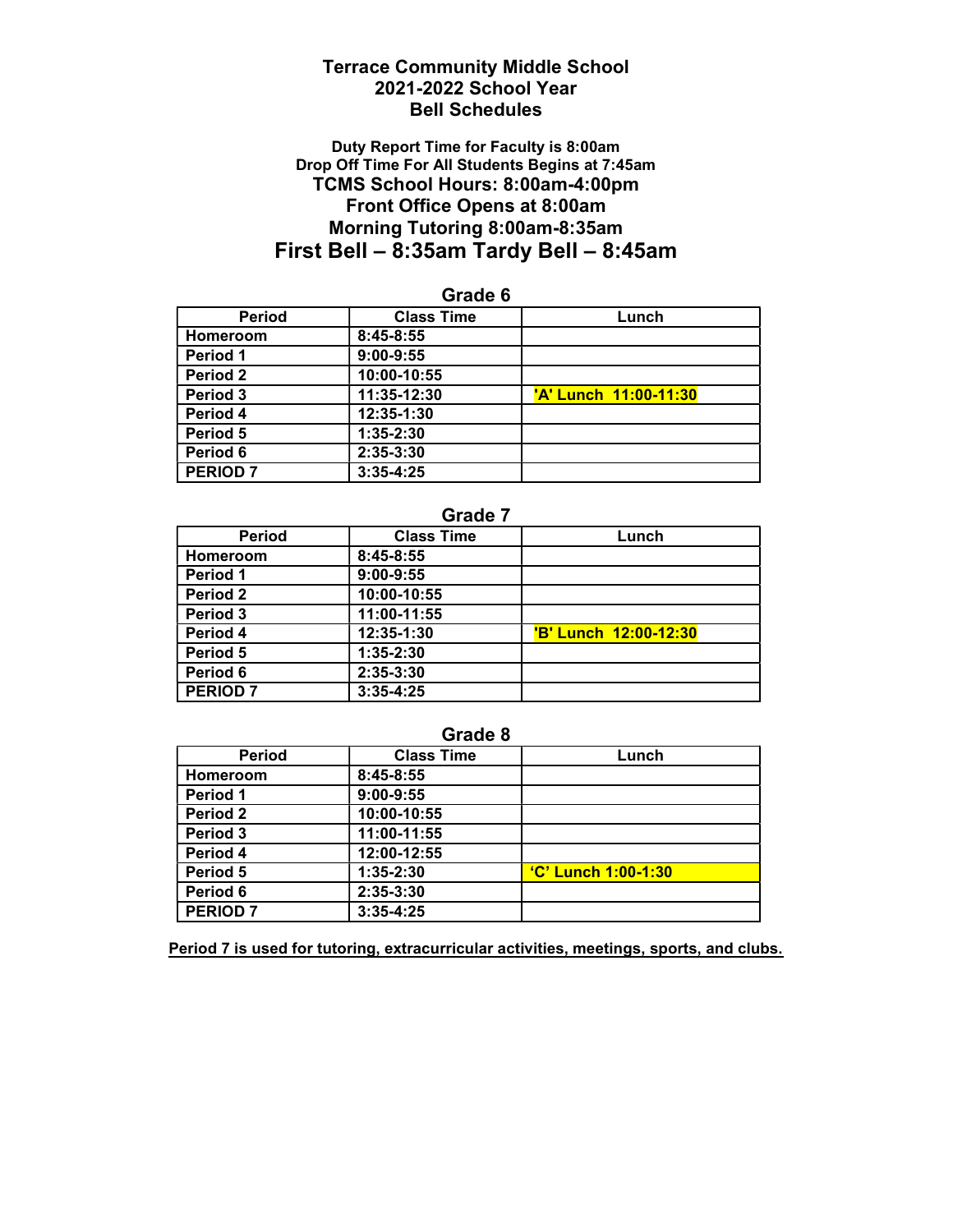# Terrace Community Middle School
## 2021-2022 School Year
## Bell Schedules

**Duty Report Time for Faculty is 8:00am**
**Drop Off Time For All Students Begins at 7:45am**
**TCMS School Hours: 8:00am-4:00pm**
**Front Office Opens at 8:00am**
**Morning Tutoring 8:00am-8:35am**

## First Bell – 8:35am Tardy Bell – 8:45am

### Grade 6

| Period | Class Time | Lunch |
|---|---|---|
| Homeroom | 8:45-8:55 | |
| Period 1 | 9:00-9:55 | |
| Period 2 | 10:00-10:55 | |
| Period 3 | 11:35-12:30 | 'A' Lunch 11:00-11:30 |
| Period 4 | 12:35-1:30 | |
| Period 5 | 1:35-2:30 | |
| Period 6 | 2:35-3:30 | |
| PERIOD 7 | 3:35-4:25 | |

### Grade 7

| Period | Class Time | Lunch |
|---|---|---|
| Homeroom | 8:45-8:55 | |
| Period 1 | 9:00-9:55 | |
| Period 2 | 10:00-10:55 | |
| Period 3 | 11:00-11:55 | |
| Period 4 | 12:35-1:30 | 'B' Lunch 12:00-12:30 |
| Period 5 | 1:35-2:30 | |
| Period 6 | 2:35-3:30 | |
| PERIOD 7 | 3:35-4:25 | |

### Grade 8

| Period | Class Time | Lunch |
|---|---|---|
| Homeroom | 8:45-8:55 | |
| Period 1 | 9:00-9:55 | |
| Period 2 | 10:00-10:55 | |
| Period 3 | 11:00-11:55 | |
| Period 4 | 12:00-12:55 | |
| Period 5 | 1:35-2:30 | 'C' Lunch 1:00-1:30 |
| Period 6 | 2:35-3:30 | |
| PERIOD 7 | 3:35-4:25 | |

**Period 7 is used for tutoring, extracurricular activities, meetings, sports, and clubs.**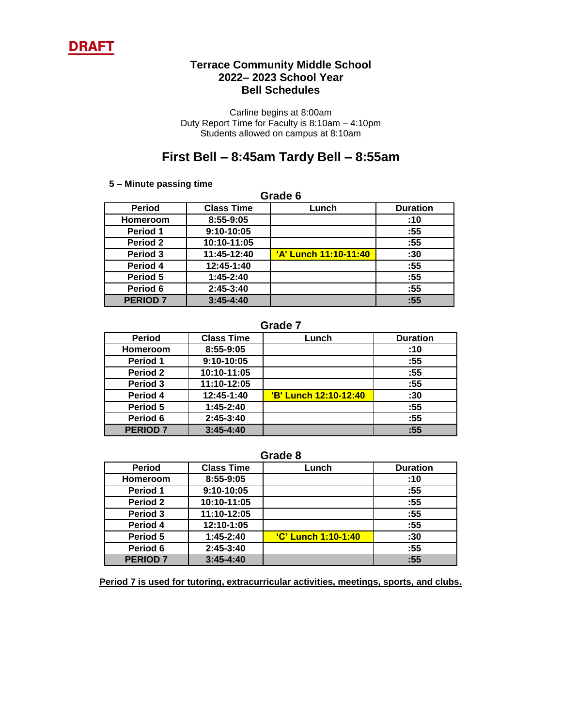**DRAFT**

# Terrace Community Middle School
## 2022– 2023 School Year
## Bell Schedules

Carline begins at 8:00am
Duty Report Time for Faculty is 8:10am – 4:10pm
Students allowed on campus at 8:10am

## First Bell – 8:45am Tardy Bell – 8:55am

**5 – Minute passing time**

### Grade 6

| Period | Class Time | Lunch | Duration |
|---|---|---|---|
| Homeroom | 8:55-9:05 | | :10 |
| Period 1 | 9:10-10:05 | | :55 |
| Period 2 | 10:10-11:05 | | :55 |
| Period 3 | 11:45-12:40 | 'A' Lunch 11:10-11:40 | :30 |
| Period 4 | 12:45-1:40 | | :55 |
| Period 5 | 1:45-2:40 | | :55 |
| Period 6 | 2:45-3:40 | | :55 |
| PERIOD 7 | 3:45-4:40 | | :55 |

### Grade 7

| Period | Class Time | Lunch | Duration |
|---|---|---|---|
| Homeroom | 8:55-9:05 | | :10 |
| Period 1 | 9:10-10:05 | | :55 |
| Period 2 | 10:10-11:05 | | :55 |
| Period 3 | 11:10-12:05 | | :55 |
| Period 4 | 12:45-1:40 | 'B' Lunch 12:10-12:40 | :30 |
| Period 5 | 1:45-2:40 | | :55 |
| Period 6 | 2:45-3:40 | | :55 |
| PERIOD 7 | 3:45-4:40 | | :55 |

### Grade 8

| Period | Class Time | Lunch | Duration |
|---|---|---|---|
| Homeroom | 8:55-9:05 | | :10 |
| Period 1 | 9:10-10:05 | | :55 |
| Period 2 | 10:10-11:05 | | :55 |
| Period 3 | 11:10-12:05 | | :55 |
| Period 4 | 12:10-1:05 | | :55 |
| Period 5 | 1:45-2:40 | 'C' Lunch 1:10-1:40 | :30 |
| Period 6 | 2:45-3:40 | | :55 |
| PERIOD 7 | 3:45-4:40 | | :55 |

**Period 7 is used for tutoring, extracurricular activities, meetings, sports, and clubs.**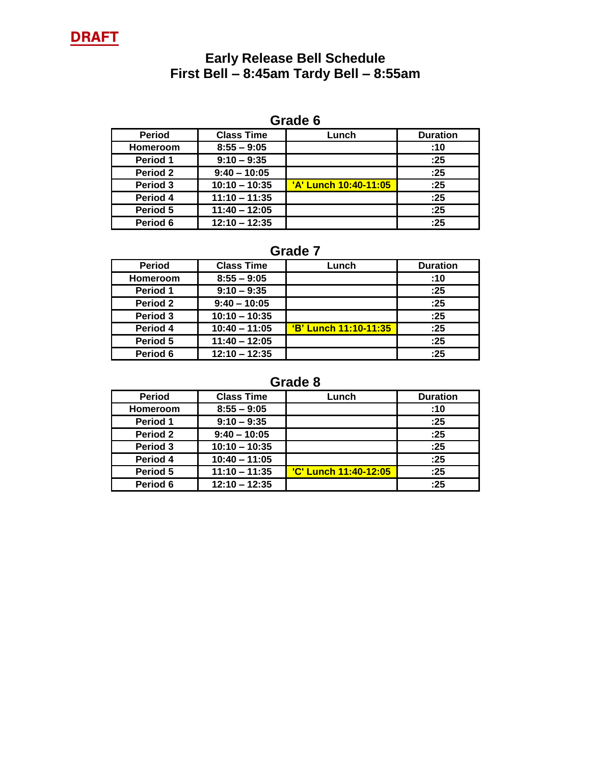**DRAFT**

# Early Release Bell Schedule
# First Bell – 8:45am Tardy Bell – 8:55am

## Grade 6

| Period | Class Time | Lunch | Duration |
|---|---|---|---|
| Homeroom | 8:55 – 9:05 | | :10 |
| Period 1 | 9:10 – 9:35 | | :25 |
| Period 2 | 9:40 – 10:05 | | :25 |
| Period 3 | 10:10 – 10:35 | 'A' Lunch 10:40-11:05 | :25 |
| Period 4 | 11:10 – 11:35 | | :25 |
| Period 5 | 11:40 – 12:05 | | :25 |
| Period 6 | 12:10 – 12:35 | | :25 |

## Grade 7

| Period | Class Time | Lunch | Duration |
|---|---|---|---|
| Homeroom | 8:55 – 9:05 | | :10 |
| Period 1 | 9:10 – 9:35 | | :25 |
| Period 2 | 9:40 – 10:05 | | :25 |
| Period 3 | 10:10 – 10:35 | | :25 |
| Period 4 | 10:40 – 11:05 | 'B' Lunch 11:10-11:35 | :25 |
| Period 5 | 11:40 – 12:05 | | :25 |
| Period 6 | 12:10 – 12:35 | | :25 |

## Grade 8

| Period | Class Time | Lunch | Duration |
|---|---|---|---|
| Homeroom | 8:55 – 9:05 | | :10 |
| Period 1 | 9:10 – 9:35 | | :25 |
| Period 2 | 9:40 – 10:05 | | :25 |
| Period 3 | 10:10 – 10:35 | | :25 |
| Period 4 | 10:40 – 11:05 | | :25 |
| Period 5 | 11:10 – 11:35 | 'C' Lunch 11:40-12:05 | :25 |
| Period 6 | 12:10 – 12:35 | | :25 |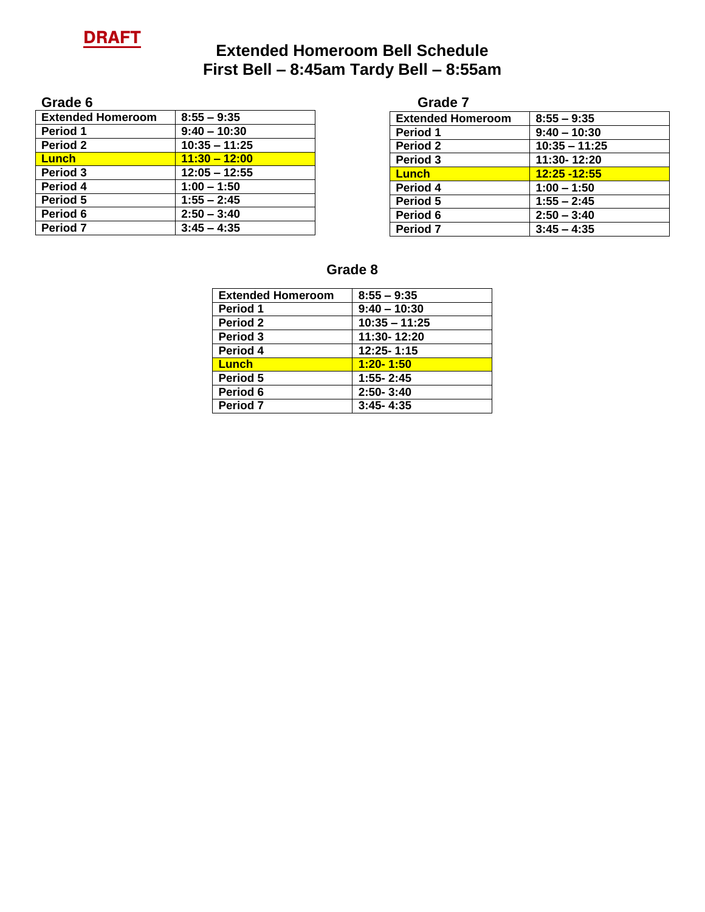**DRAFT**

# Extended Homeroom Bell Schedule
# First Bell – 8:45am Tardy Bell – 8:55am

### Grade 6

| | |
|---|---|
| Extended Homeroom | 8:55 – 9:35 |
| Period 1 | 9:40 – 10:30 |
| Period 2 | 10:35 – 11:25 |
| Lunch | 11:30 – 12:00 |
| Period 3 | 12:05 – 12:55 |
| Period 4 | 1:00 – 1:50 |
| Period 5 | 1:55 – 2:45 |
| Period 6 | 2:50 – 3:40 |
| Period 7 | 3:45 – 4:35 |

### Grade 7

| | |
|---|---|
| Extended Homeroom | 8:55 – 9:35 |
| Period 1 | 9:40 – 10:30 |
| Period 2 | 10:35 – 11:25 |
| Period 3 | 11:30- 12:20 |
| Lunch | 12:25 -12:55 |
| Period 4 | 1:00 – 1:50 |
| Period 5 | 1:55 – 2:45 |
| Period 6 | 2:50 – 3:40 |
| Period 7 | 3:45 – 4:35 |

### Grade 8

| | |
|---|---|
| Extended Homeroom | 8:55 – 9:35 |
| Period 1 | 9:40 – 10:30 |
| Period 2 | 10:35 – 11:25 |
| Period 3 | 11:30- 12:20 |
| Period 4 | 12:25- 1:15 |
| Lunch | 1:20- 1:50 |
| Period 5 | 1:55- 2:45 |
| Period 6 | 2:50- 3:40 |
| Period 7 | 3:45- 4:35 |